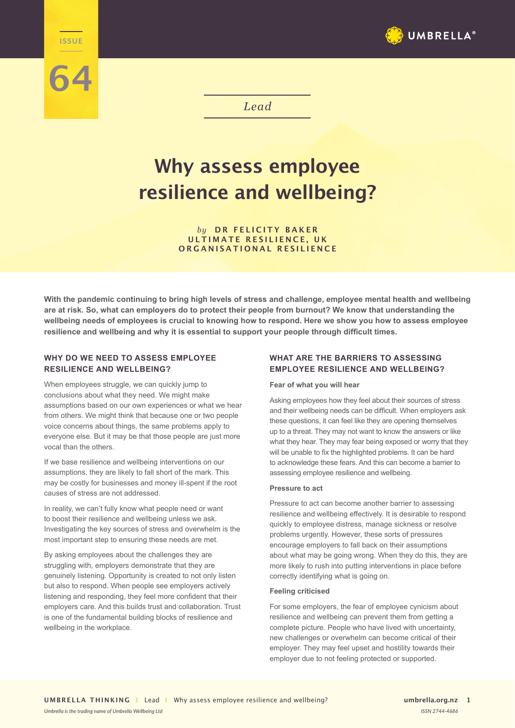ISSUE 64

*Lead*

# Why assess employee resilience and wellbeing?

*by* **DR FELICITY BAKER**
**ULTIMATE RESILIENCE, UK**
**ORGANISATIONAL RESILIENCE**

**With the pandemic continuing to bring high levels of stress and challenge, employee mental health and wellbeing are at risk. So, what can employers do to protect their people from burnout? We know that understanding the wellbeing needs of employees is crucial to knowing how to respond. Here we show you how to assess employee resilience and wellbeing and why it is essential to support your people through difficult times.**

## WHY DO WE NEED TO ASSESS EMPLOYEE RESILIENCE AND WELLBEING?

When employees struggle, we can quickly jump to conclusions about what they need. We might make assumptions based on our own experiences or what we hear from others. We might think that because one or two people voice concerns about things, the same problems apply to everyone else. But it may be that those people are just more vocal than the others.

If we base resilience and wellbeing interventions on our assumptions, they are likely to fall short of the mark. This may be costly for businesses and money ill-spent if the root causes of stress are not addressed.

In reality, we can't fully know what people need or want to boost their resilience and wellbeing unless we ask. Investigating the key sources of stress and overwhelm is the most important step to ensuring these needs are met.

By asking employees about the challenges they are struggling with, employers demonstrate that they are genuinely listening. Opportunity is created to not only listen but also to respond. When people see employers actively listening and responding, they feel more confident that their employers care. And this builds trust and collaboration. Trust is one of the fundamental building blocks of resilience and wellbeing in the workplace.

## WHAT ARE THE BARRIERS TO ASSESSING EMPLOYEE RESILIENCE AND WELLBEING?

### Fear of what you will hear

Asking employees how they feel about their sources of stress and their wellbeing needs can be difficult. When employers ask these questions, it can feel like they are opening themselves up to a threat. They may not want to know the answers or like what they hear. They may fear being exposed or worry that they will be unable to fix the highlighted problems. It can be hard to acknowledge these fears. And this can become a barrier to assessing employee resilience and wellbeing.

### Pressure to act

Pressure to act can become another barrier to assessing resilience and wellbeing effectively. It is desirable to respond quickly to employee distress, manage sickness or resolve problems urgently. However, these sorts of pressures encourage employers to fall back on their assumptions about what may be going wrong. When they do this, they are more likely to rush into putting interventions in place before correctly identifying what is going on.

### Feeling criticised

For some employers, the fear of employee cynicism about resilience and wellbeing can prevent them from getting a complete picture. People who have lived with uncertainty, new challenges or overwhelm can become critical of their employer. They may feel upset and hostility towards their employer due to not feeling protected or supported.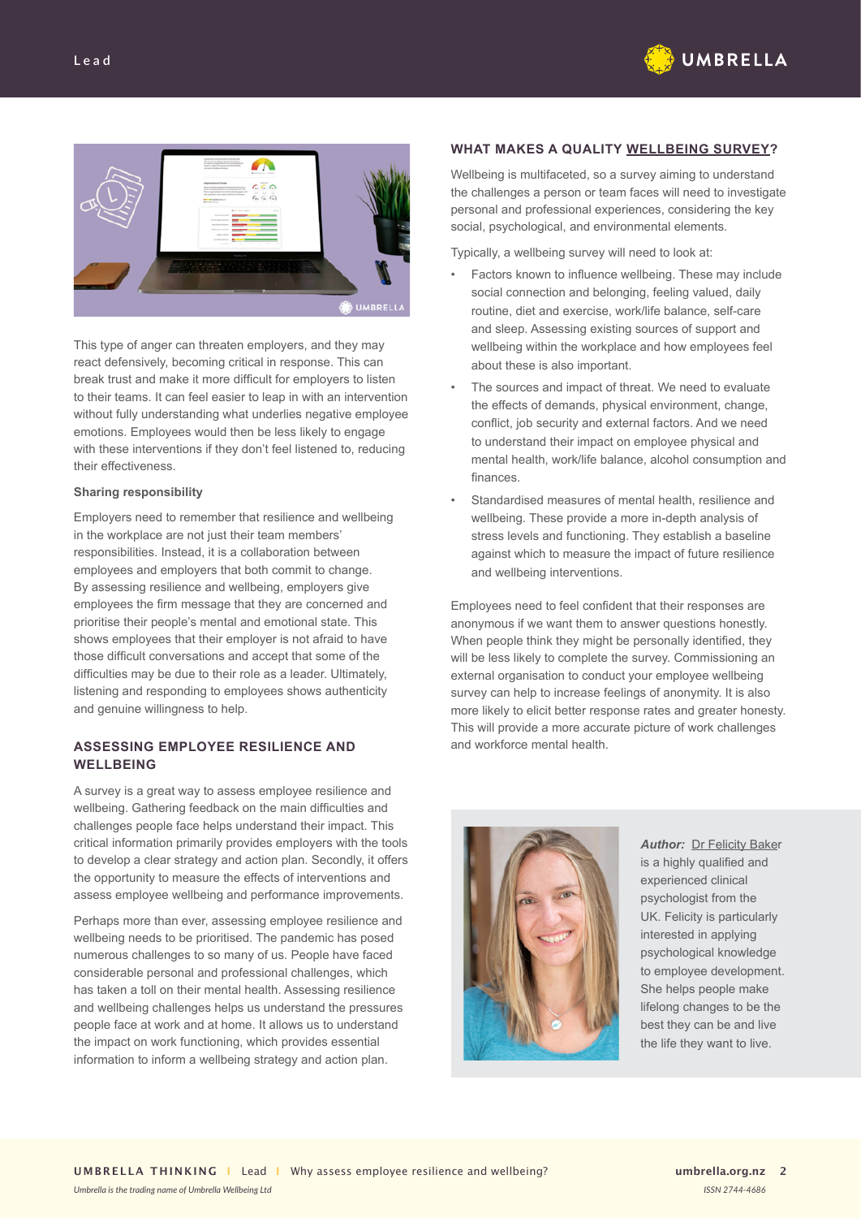This type of anger can threaten employers, and they may react defensively, becoming critical in response. This can break trust and make it more difficult for employers to listen to their teams. It can feel easier to leap in with an intervention without fully understanding what underlies negative employee emotions. Employees would then be less likely to engage with these interventions if they don't feel listened to, reducing their effectiveness.

**Sharing responsibility**

Employers need to remember that resilience and wellbeing in the workplace are not just their team members' responsibilities. Instead, it is a collaboration between employees and employers that both commit to change. By assessing resilience and wellbeing, employers give employees the firm message that they are concerned and prioritise their people's mental and emotional state. This shows employees that their employer is not afraid to have those difficult conversations and accept that some of the difficulties may be due to their role as a leader. Ultimately, listening and responding to employees shows authenticity and genuine willingness to help.

## ASSESSING EMPLOYEE RESILIENCE AND WELLBEING

A survey is a great way to assess employee resilience and wellbeing. Gathering feedback on the main difficulties and challenges people face helps understand their impact. This critical information primarily provides employers with the tools to develop a clear strategy and action plan. Secondly, it offers the opportunity to measure the effects of interventions and assess employee wellbeing and performance improvements.

Perhaps more than ever, assessing employee resilience and wellbeing needs to be prioritised. The pandemic has posed numerous challenges to so many of us. People have faced considerable personal and professional challenges, which has taken a toll on their mental health. Assessing resilience and wellbeing challenges helps us understand the pressures people face at work and at home. It allows us to understand the impact on work functioning, which provides essential information to inform a wellbeing strategy and action plan.

## WHAT MAKES A QUALITY WELLBEING SURVEY?

Wellbeing is multifaceted, so a survey aiming to understand the challenges a person or team faces will need to investigate personal and professional experiences, considering the key social, psychological, and environmental elements.

Typically, a wellbeing survey will need to look at:

- Factors known to influence wellbeing. These may include social connection and belonging, feeling valued, daily routine, diet and exercise, work/life balance, self-care and sleep. Assessing existing sources of support and wellbeing within the workplace and how employees feel about these is also important.
- The sources and impact of threat. We need to evaluate the effects of demands, physical environment, change, conflict, job security and external factors. And we need to understand their impact on employee physical and mental health, work/life balance, alcohol consumption and finances.
- Standardised measures of mental health, resilience and wellbeing. These provide a more in-depth analysis of stress levels and functioning. They establish a baseline against which to measure the impact of future resilience and wellbeing interventions.

Employees need to feel confident that their responses are anonymous if we want them to answer questions honestly. When people think they might be personally identified, they will be less likely to complete the survey. Commissioning an external organisation to conduct your employee wellbeing survey can help to increase feelings of anonymity. It is also more likely to elicit better response rates and greater honesty. This will provide a more accurate picture of work challenges and workforce mental health.

***Author:*** Dr Felicity Baker is a highly qualified and experienced clinical psychologist from the UK. Felicity is particularly interested in applying psychological knowledge to employee development. She helps people make lifelong changes to be the best they can be and live the life they want to live.